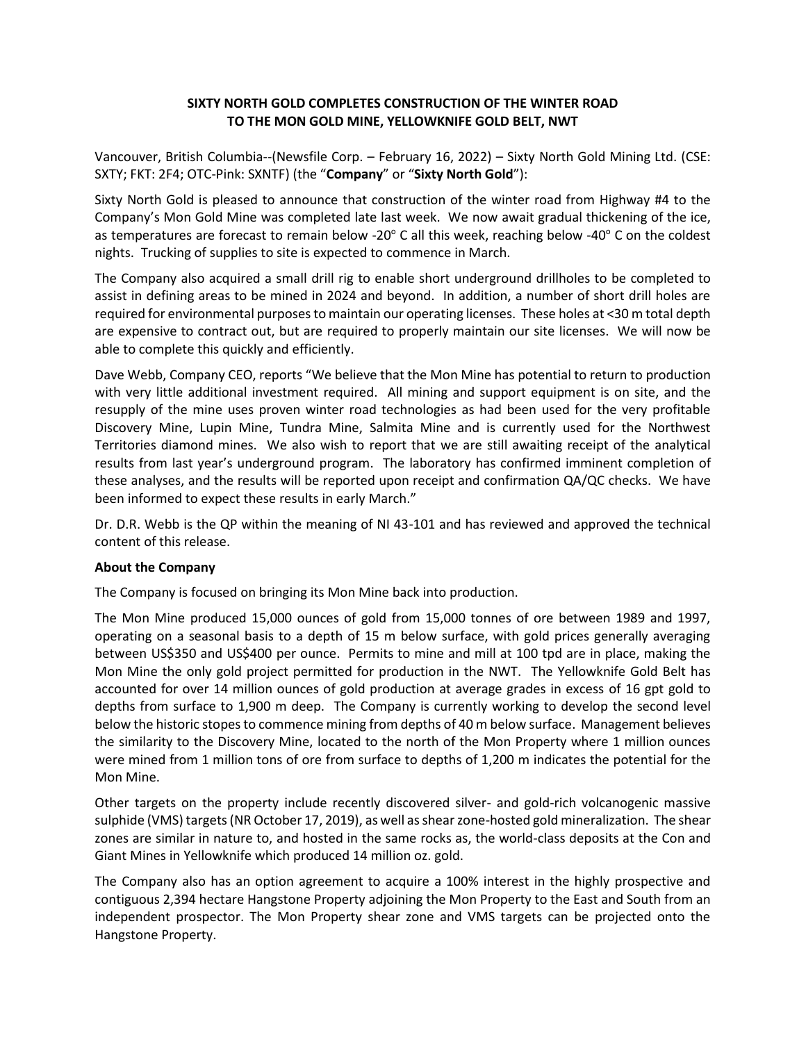# SIXTY NORTH GOLD COMPLETES CONSTRUCTION OF THE WINTER ROAD TO THE MON GOLD MINE, YELLOWKNIFE GOLD BELT, NWT

Vancouver, British Columbia--(Newsfile Corp. – February 16, 2022) – Sixty North Gold Mining Ltd. (CSE: SXTY; FKT: 2F4; OTC-Pink: SXNTF) (the "**Company**" or "**Sixty North Gold**"):

Sixty North Gold is pleased to announce that construction of the winter road from Highway #4 to the Company's Mon Gold Mine was completed late last week. We now await gradual thickening of the ice, as temperatures are forecast to remain below -20$^{o}$ C all this week, reaching below -40$^{o}$ C on the coldest nights. Trucking of supplies to site is expected to commence in March.

The Company also acquired a small drill rig to enable short underground drillholes to be completed to assist in defining areas to be mined in 2024 and beyond. In addition, a number of short drill holes are required for environmental purposes to maintain our operating licenses. These holes at <30 m total depth are expensive to contract out, but are required to properly maintain our site licenses. We will now be able to complete this quickly and efficiently.

Dave Webb, Company CEO, reports "We believe that the Mon Mine has potential to return to production with very little additional investment required. All mining and support equipment is on site, and the resupply of the mine uses proven winter road technologies as had been used for the very profitable Discovery Mine, Lupin Mine, Tundra Mine, Salmita Mine and is currently used for the Northwest Territories diamond mines. We also wish to report that we are still awaiting receipt of the analytical results from last year's underground program. The laboratory has confirmed imminent completion of these analyses, and the results will be reported upon receipt and confirmation QA/QC checks. We have been informed to expect these results in early March."

Dr. D.R. Webb is the QP within the meaning of NI 43-101 and has reviewed and approved the technical content of this release.

**About the Company**

The Company is focused on bringing its Mon Mine back into production.

The Mon Mine produced 15,000 ounces of gold from 15,000 tonnes of ore between 1989 and 1997, operating on a seasonal basis to a depth of 15 m below surface, with gold prices generally averaging between US$350 and US$400 per ounce. Permits to mine and mill at 100 tpd are in place, making the Mon Mine the only gold project permitted for production in the NWT. The Yellowknife Gold Belt has accounted for over 14 million ounces of gold production at average grades in excess of 16 gpt gold to depths from surface to 1,900 m deep. The Company is currently working to develop the second level below the historic stopes to commence mining from depths of 40 m below surface. Management believes the similarity to the Discovery Mine, located to the north of the Mon Property where 1 million ounces were mined from 1 million tons of ore from surface to depths of 1,200 m indicates the potential for the Mon Mine.

Other targets on the property include recently discovered silver- and gold-rich volcanogenic massive sulphide (VMS) targets (NR October 17, 2019), as well as shear zone-hosted gold mineralization. The shear zones are similar in nature to, and hosted in the same rocks as, the world-class deposits at the Con and Giant Mines in Yellowknife which produced 14 million oz. gold.

The Company also has an option agreement to acquire a 100% interest in the highly prospective and contiguous 2,394 hectare Hangstone Property adjoining the Mon Property to the East and South from an independent prospector. The Mon Property shear zone and VMS targets can be projected onto the Hangstone Property.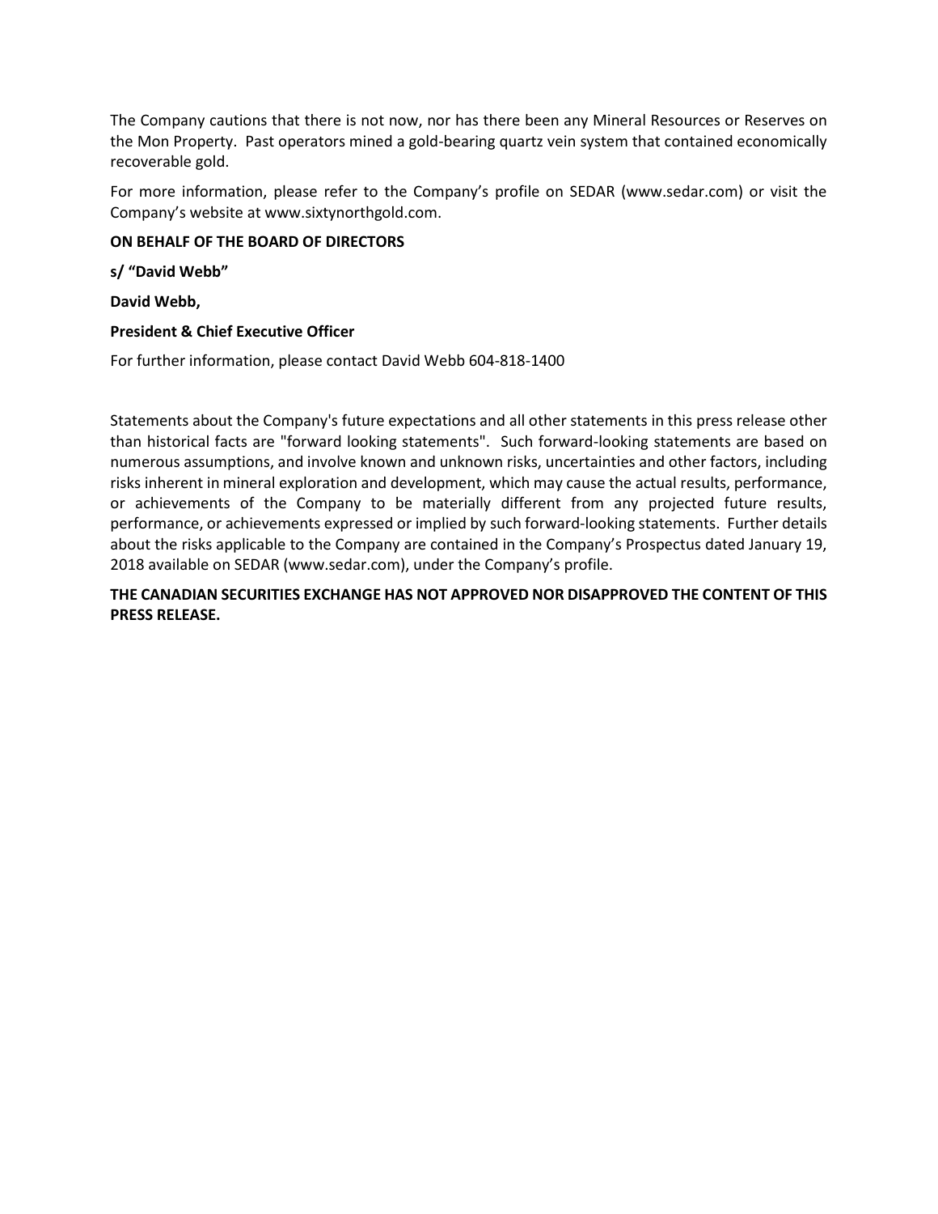The Company cautions that there is not now, nor has there been any Mineral Resources or Reserves on the Mon Property. Past operators mined a gold-bearing quartz vein system that contained economically recoverable gold.

For more information, please refer to the Company's profile on SEDAR (www.sedar.com) or visit the Company's website at www.sixtynorthgold.com.

**ON BEHALF OF THE BOARD OF DIRECTORS**

**s/ "David Webb"**

**David Webb,**

**President & Chief Executive Officer**

For further information, please contact David Webb 604-818-1400

Statements about the Company's future expectations and all other statements in this press release other than historical facts are "forward looking statements". Such forward-looking statements are based on numerous assumptions, and involve known and unknown risks, uncertainties and other factors, including risks inherent in mineral exploration and development, which may cause the actual results, performance, or achievements of the Company to be materially different from any projected future results, performance, or achievements expressed or implied by such forward-looking statements. Further details about the risks applicable to the Company are contained in the Company's Prospectus dated January 19, 2018 available on SEDAR (www.sedar.com), under the Company's profile.

**THE CANADIAN SECURITIES EXCHANGE HAS NOT APPROVED NOR DISAPPROVED THE CONTENT OF THIS PRESS RELEASE.**